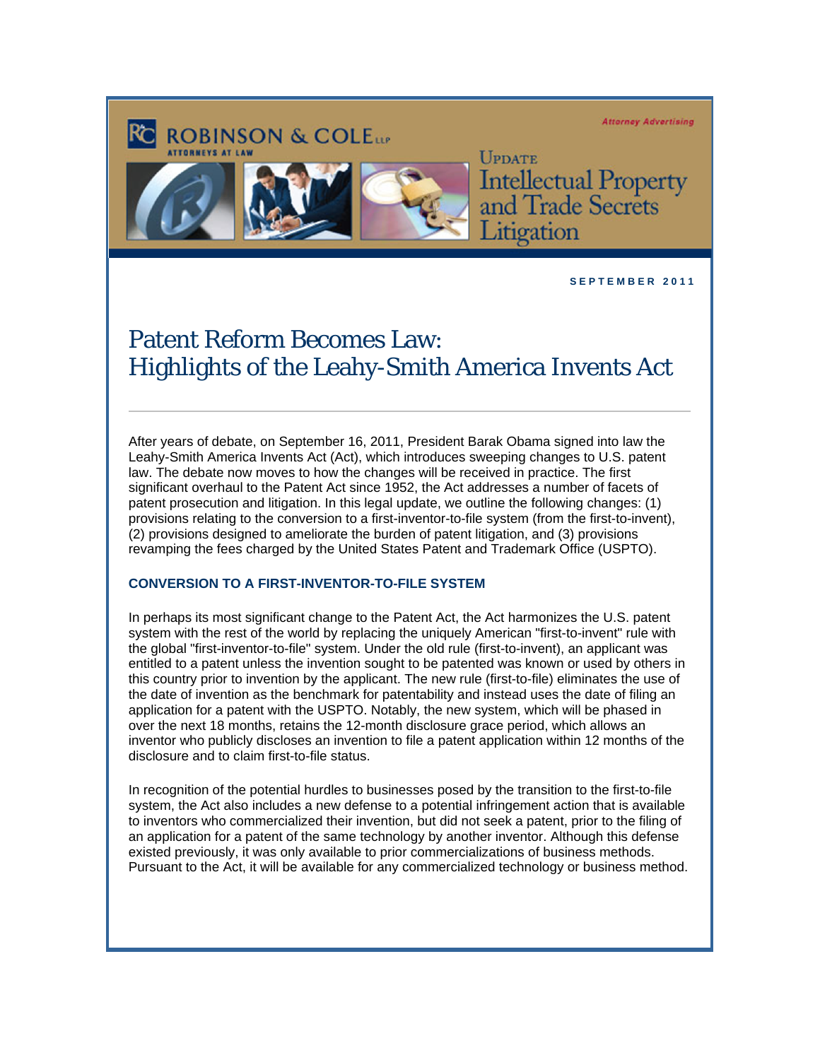ROBINSON & COLE LLP

ATTORNEYS AT LAW

Attorney Advertising

UPDATE

Intellectual Property and Trade Secrets Litigation

SEPTEMBER 2011

# Patent Reform Becomes Law: Highlights of the Leahy-Smith America Invents Act

After years of debate, on September 16, 2011, President Barak Obama signed into law the Leahy-Smith America Invents Act (Act), which introduces sweeping changes to U.S. patent law. The debate now moves to how the changes will be received in practice. The first significant overhaul to the Patent Act since 1952, the Act addresses a number of facets of patent prosecution and litigation. In this legal update, we outline the following changes: (1) provisions relating to the conversion to a first-inventor-to-file system (from the first-to-invent), (2) provisions designed to ameliorate the burden of patent litigation, and (3) provisions revamping the fees charged by the United States Patent and Trademark Office (USPTO).

### CONVERSION TO A FIRST-INVENTOR-TO-FILE SYSTEM

In perhaps its most significant change to the Patent Act, the Act harmonizes the U.S. patent system with the rest of the world by replacing the uniquely American "first-to-invent" rule with the global "first-inventor-to-file" system. Under the old rule (first-to-invent), an applicant was entitled to a patent unless the invention sought to be patented was known or used by others in this country prior to invention by the applicant. The new rule (first-to-file) eliminates the use of the date of invention as the benchmark for patentability and instead uses the date of filing an application for a patent with the USPTO. Notably, the new system, which will be phased in over the next 18 months, retains the 12-month disclosure grace period, which allows an inventor who publicly discloses an invention to file a patent application within 12 months of the disclosure and to claim first-to-file status.

In recognition of the potential hurdles to businesses posed by the transition to the first-to-file system, the Act also includes a new defense to a potential infringement action that is available to inventors who commercialized their invention, but did not seek a patent, prior to the filing of an application for a patent of the same technology by another inventor. Although this defense existed previously, it was only available to prior commercializations of business methods. Pursuant to the Act, it will be available for any commercialized technology or business method.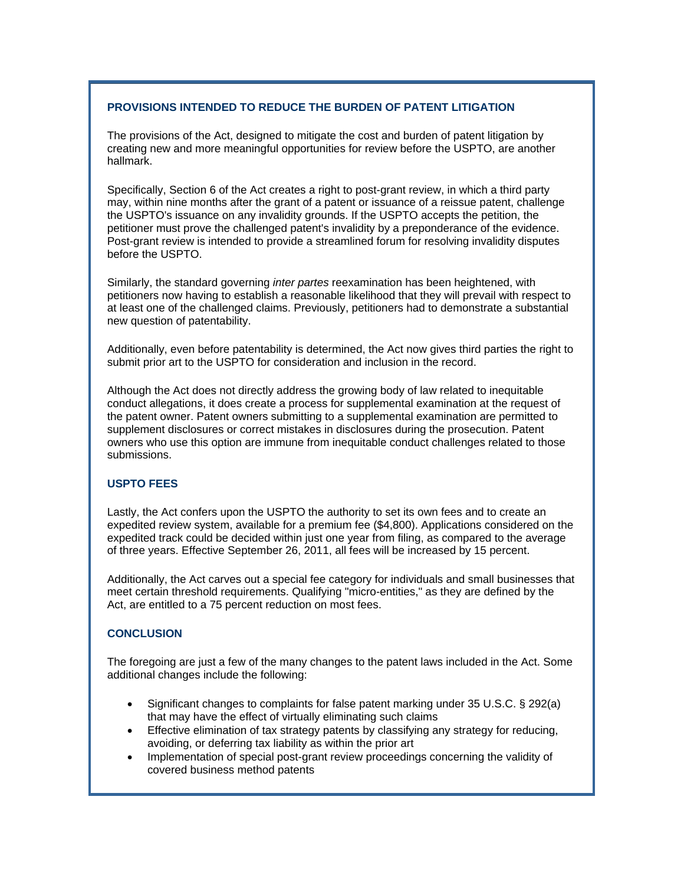## PROVISIONS INTENDED TO REDUCE THE BURDEN OF PATENT LITIGATION

The provisions of the Act, designed to mitigate the cost and burden of patent litigation by creating new and more meaningful opportunities for review before the USPTO, are another hallmark.

Specifically, Section 6 of the Act creates a right to post-grant review, in which a third party may, within nine months after the grant of a patent or issuance of a reissue patent, challenge the USPTO's issuance on any invalidity grounds. If the USPTO accepts the petition, the petitioner must prove the challenged patent's invalidity by a preponderance of the evidence. Post-grant review is intended to provide a streamlined forum for resolving invalidity disputes before the USPTO.

Similarly, the standard governing *inter partes* reexamination has been heightened, with petitioners now having to establish a reasonable likelihood that they will prevail with respect to at least one of the challenged claims. Previously, petitioners had to demonstrate a substantial new question of patentability.

Additionally, even before patentability is determined, the Act now gives third parties the right to submit prior art to the USPTO for consideration and inclusion in the record.

Although the Act does not directly address the growing body of law related to inequitable conduct allegations, it does create a process for supplemental examination at the request of the patent owner. Patent owners submitting to a supplemental examination are permitted to supplement disclosures or correct mistakes in disclosures during the prosecution. Patent owners who use this option are immune from inequitable conduct challenges related to those submissions.

## USPTO FEES

Lastly, the Act confers upon the USPTO the authority to set its own fees and to create an expedited review system, available for a premium fee ($4,800). Applications considered on the expedited track could be decided within just one year from filing, as compared to the average of three years. Effective September 26, 2011, all fees will be increased by 15 percent.

Additionally, the Act carves out a special fee category for individuals and small businesses that meet certain threshold requirements. Qualifying "micro-entities," as they are defined by the Act, are entitled to a 75 percent reduction on most fees.

## CONCLUSION

The foregoing are just a few of the many changes to the patent laws included in the Act. Some additional changes include the following:

- Significant changes to complaints for false patent marking under 35 U.S.C. § 292(a) that may have the effect of virtually eliminating such claims
- Effective elimination of tax strategy patents by classifying any strategy for reducing, avoiding, or deferring tax liability as within the prior art
- Implementation of special post-grant review proceedings concerning the validity of covered business method patents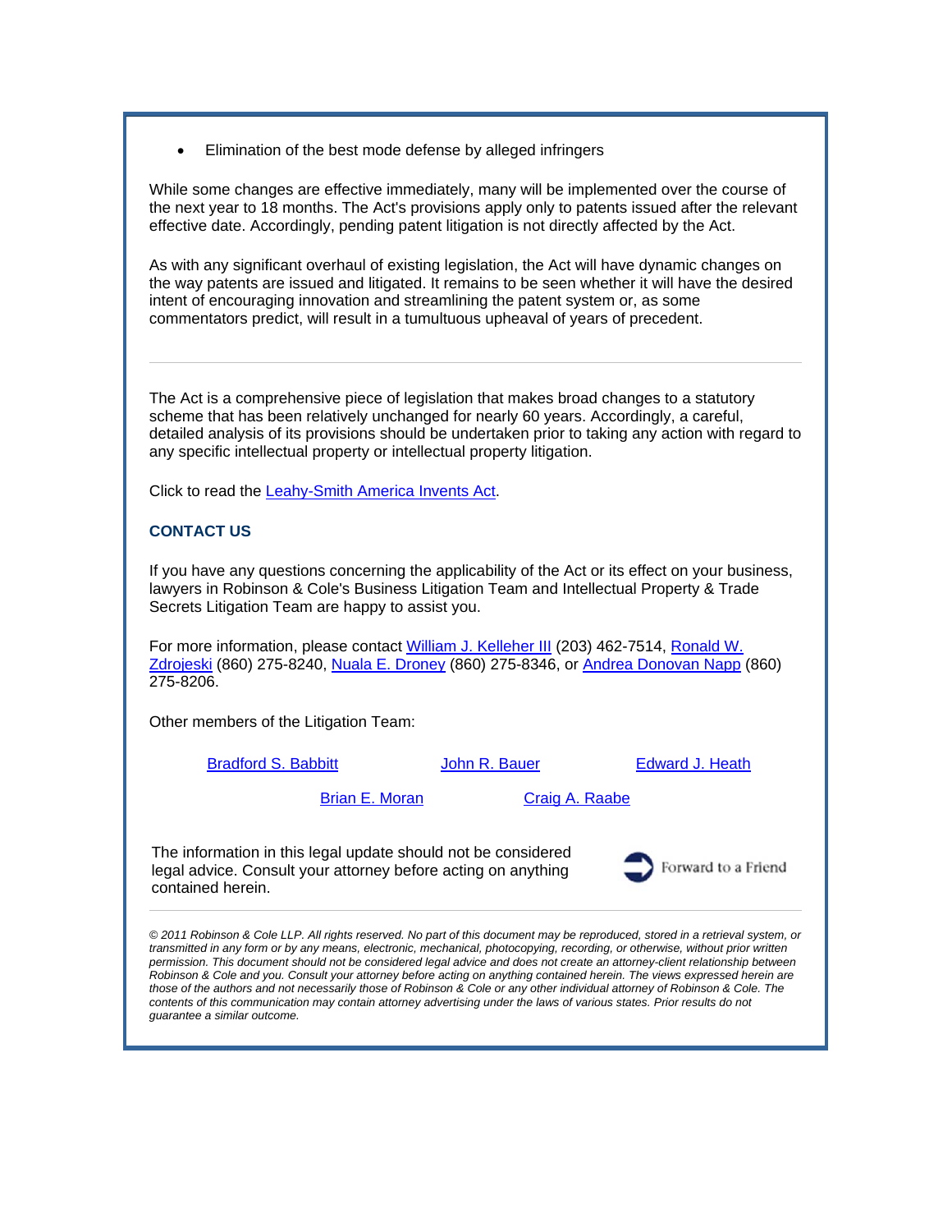- Elimination of the best mode defense by alleged infringers

While some changes are effective immediately, many will be implemented over the course of the next year to 18 months. The Act's provisions apply only to patents issued after the relevant effective date. Accordingly, pending patent litigation is not directly affected by the Act.

As with any significant overhaul of existing legislation, the Act will have dynamic changes on the way patents are issued and litigated. It remains to be seen whether it will have the desired intent of encouraging innovation and streamlining the patent system or, as some commentators predict, will result in a tumultuous upheaval of years of precedent.

---

The Act is a comprehensive piece of legislation that makes broad changes to a statutory scheme that has been relatively unchanged for nearly 60 years. Accordingly, a careful, detailed analysis of its provisions should be undertaken prior to taking any action with regard to any specific intellectual property or intellectual property litigation.

Click to read the Leahy-Smith America Invents Act.

## CONTACT US

If you have any questions concerning the applicability of the Act or its effect on your business, lawyers in Robinson & Cole's Business Litigation Team and Intellectual Property & Trade Secrets Litigation Team are happy to assist you.

For more information, please contact William J. Kelleher III (203) 462-7514, Ronald W. Zdrojeski (860) 275-8240, Nuala E. Droney (860) 275-8346, or Andrea Donovan Napp (860) 275-8206.

Other members of the Litigation Team:

Bradford S. Babbitt    John R. Bauer    Edward J. Heath

Brian E. Moran    Craig A. Raabe

The information in this legal update should not be considered legal advice. Consult your attorney before acting on anything contained herein.

Forward to a Friend

---

*© 2011 Robinson & Cole LLP. All rights reserved. No part of this document may be reproduced, stored in a retrieval system, or transmitted in any form or by any means, electronic, mechanical, photocopying, recording, or otherwise, without prior written permission. This document should not be considered legal advice and does not create an attorney-client relationship between Robinson & Cole and you. Consult your attorney before acting on anything contained herein. The views expressed herein are those of the authors and not necessarily those of Robinson & Cole or any other individual attorney of Robinson & Cole. The contents of this communication may contain attorney advertising under the laws of various states. Prior results do not guarantee a similar outcome.*